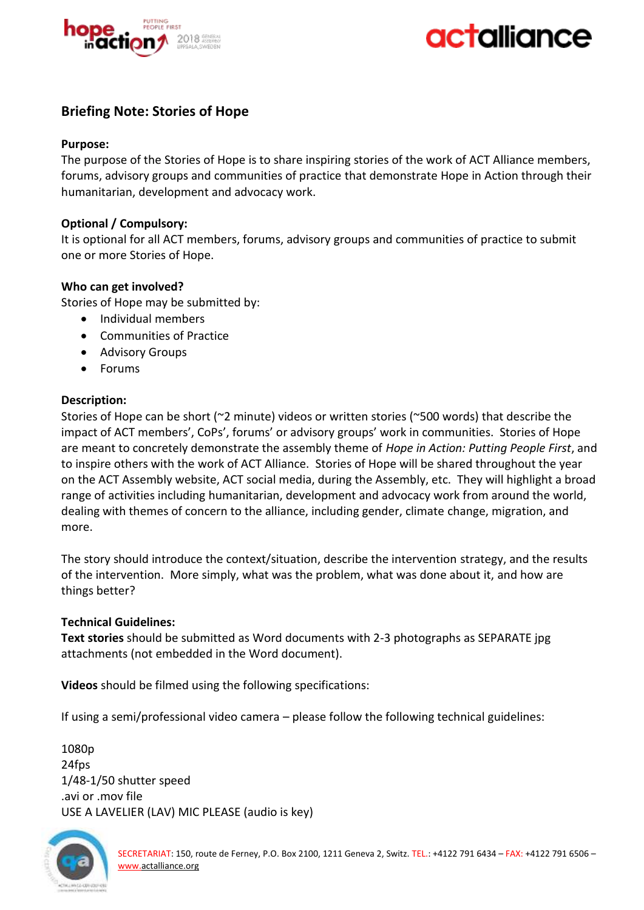# Briefing Note: Stories of Hope

**Purpose:**
The purpose of the Stories of Hope is to share inspiring stories of the work of ACT Alliance members, forums, advisory groups and communities of practice that demonstrate Hope in Action through their humanitarian, development and advocacy work.

**Optional / Compulsory:**
It is optional for all ACT members, forums, advisory groups and communities of practice to submit one or more Stories of Hope.

**Who can get involved?**
Stories of Hope may be submitted by:

- Individual members
- Communities of Practice
- Advisory Groups
- Forums

**Description:**
Stories of Hope can be short (~2 minute) videos or written stories (~500 words) that describe the impact of ACT members', CoPs', forums' or advisory groups' work in communities. Stories of Hope are meant to concretely demonstrate the assembly theme of *Hope in Action: Putting People First*, and to inspire others with the work of ACT Alliance. Stories of Hope will be shared throughout the year on the ACT Assembly website, ACT social media, during the Assembly, etc. They will highlight a broad range of activities including humanitarian, development and advocacy work from around the world, dealing with themes of concern to the alliance, including gender, climate change, migration, and more.

The story should introduce the context/situation, describe the intervention strategy, and the results of the intervention. More simply, what was the problem, what was done about it, and how are things better?

**Technical Guidelines:**
**Text stories** should be submitted as Word documents with 2-3 photographs as SEPARATE jpg attachments (not embedded in the Word document).

**Videos** should be filmed using the following specifications:

If using a semi/professional video camera – please follow the following technical guidelines:

1080p
24fps
1/48-1/50 shutter speed
.avi or .mov file
USE A LAVELIER (LAV) MIC PLEASE (audio is key)

SECRETARIAT: 150, route de Ferney, P.O. Box 2100, 1211 Geneva 2, Switz. TEL.: +4122 791 6434 – FAX: +4122 791 6506 – www.actalliance.org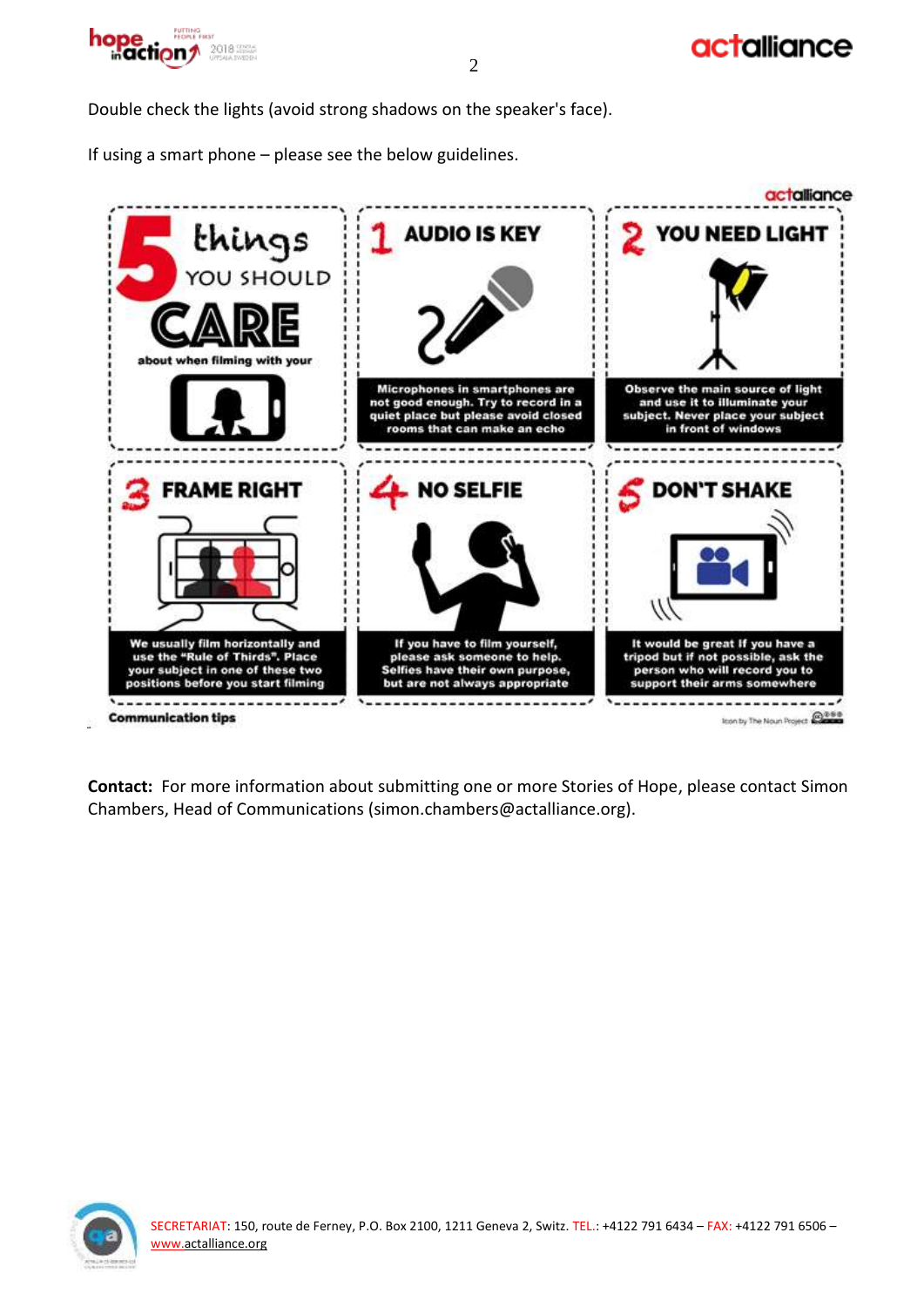Double check the lights (avoid strong shadows on the speaker's face).

If using a smart phone – please see the below guidelines.

actalliance

**5 things YOU SHOULD CARE about when filming with your**

**1 AUDIO IS KEY**

Microphones in smartphones are not good enough. Try to record in a quiet place but please avoid closed rooms that can make an echo

**2 YOU NEED LIGHT**

Observe the main source of light and use it to illuminate your subject. Never place your subject in front of windows

**3 FRAME RIGHT**

We usually film horizontally and use the "Rule of Thirds". Place your subject in one of these two positions before you start filming

**4 NO SELFIE**

If you have to film yourself, please ask someone to help. Selfies have their own purpose, but are not always appropriate

**5 DON'T SHAKE**

It would be great if you have a tripod but if not possible, ask the person who will record you to support their arms somewhere

Communication tips

Icon by The Noun Project

**Contact:** For more information about submitting one or more Stories of Hope, please contact Simon Chambers, Head of Communications (simon.chambers@actalliance.org).